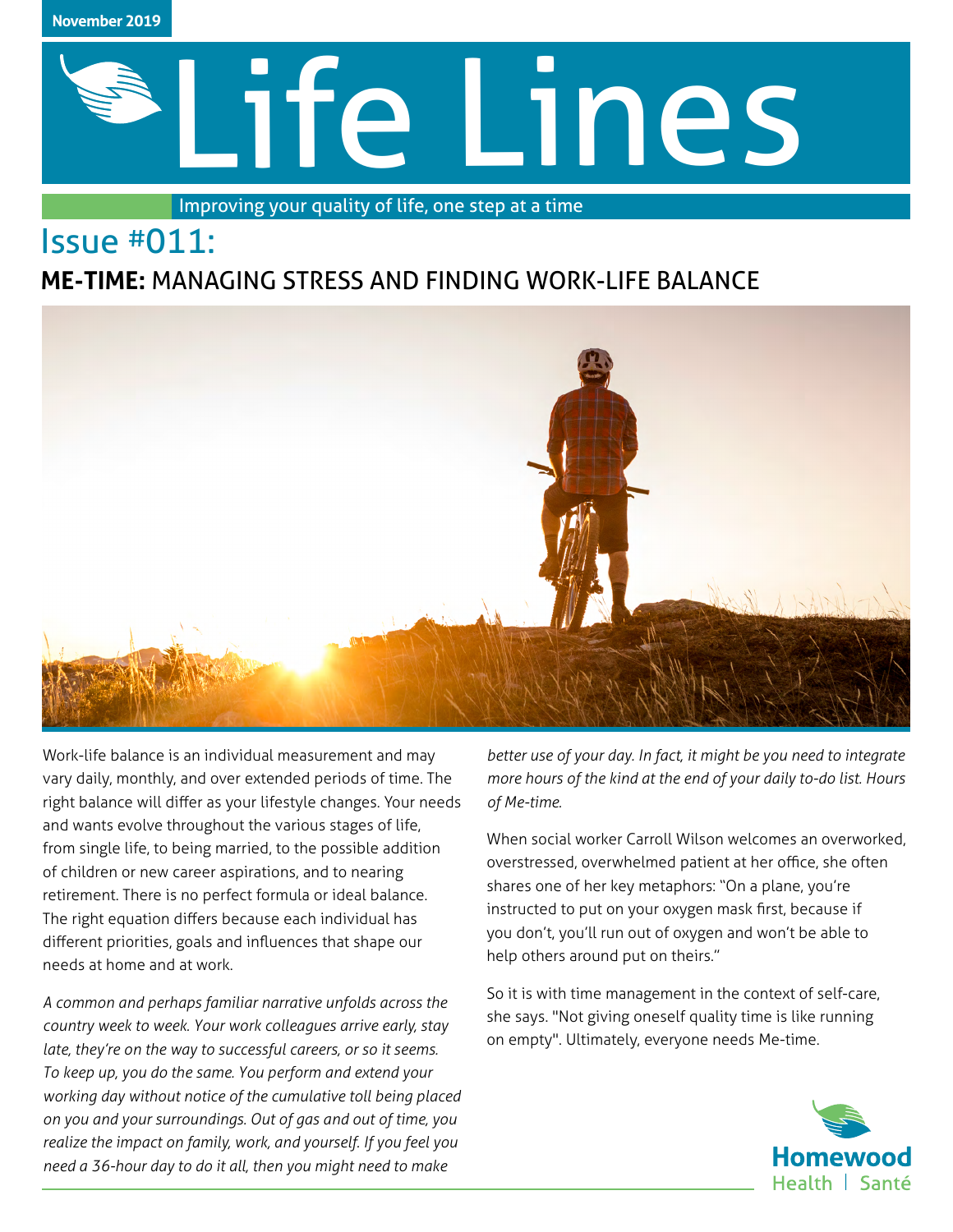November 2019

# Life Lines

Improving your quality of life, one step at a time

## Issue #011:

### **ME-TIME:** MANAGING STRESS AND FINDING WORK-LIFE BALANCE

Work-life balance is an individual measurement and may vary daily, monthly, and over extended periods of time. The right balance will differ as your lifestyle changes. Your needs and wants evolve throughout the various stages of life, from single life, to being married, to the possible addition of children or new career aspirations, and to nearing retirement. There is no perfect formula or ideal balance. The right equation differs because each individual has different priorities, goals and influences that shape our needs at home and at work.

*A common and perhaps familiar narrative unfolds across the country week to week. Your work colleagues arrive early, stay late, they're on the way to successful careers, or so it seems. To keep up, you do the same. You perform and extend your working day without notice of the cumulative toll being placed on you and your surroundings. Out of gas and out of time, you realize the impact on family, work, and yourself. If you feel you need a 36-hour day to do it all, then you might need to make better use of your day. In fact, it might be you need to integrate more hours of the kind at the end of your daily to-do list. Hours of Me-time.*

When social worker Carroll Wilson welcomes an overworked, overstressed, overwhelmed patient at her office, she often shares one of her key metaphors: "On a plane, you're instructed to put on your oxygen mask first, because if you don't, you'll run out of oxygen and won't be able to help others around put on theirs."

So it is with time management in the context of self-care, she says. "Not giving oneself quality time is like running on empty". Ultimately, everyone needs Me-time.

Homewood Health | Santé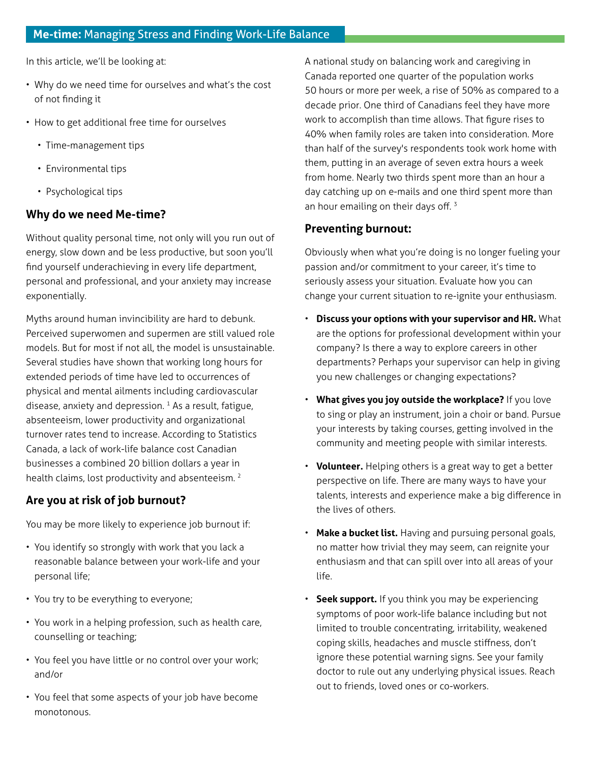## Me-time: Managing Stress and Finding Work-Life Balance

In this article, we'll be looking at:

- Why do we need time for ourselves and what's the cost of not finding it
- How to get additional free time for ourselves
  - Time-management tips
  - Environmental tips
  - Psychological tips

### Why do we need Me-time?

Without quality personal time, not only will you run out of energy, slow down and be less productive, but soon you'll find yourself underachieving in every life department, personal and professional, and your anxiety may increase exponentially.

Myths around human invincibility are hard to debunk. Perceived superwomen and supermen are still valued role models. But for most if not all, the model is unsustainable. Several studies have shown that working long hours for extended periods of time have led to occurrences of physical and mental ailments including cardiovascular disease, anxiety and depression. [1] As a result, fatigue, absenteeism, lower productivity and organizational turnover rates tend to increase. According to Statistics Canada, a lack of work-life balance cost Canadian businesses a combined 20 billion dollars a year in health claims, lost productivity and absenteeism. [2]

### Are you at risk of job burnout?

You may be more likely to experience job burnout if:

- You identify so strongly with work that you lack a reasonable balance between your work-life and your personal life;
- You try to be everything to everyone;
- You work in a helping profession, such as health care, counselling or teaching;
- You feel you have little or no control over your work; and/or
- You feel that some aspects of your job have become monotonous.

A national study on balancing work and caregiving in Canada reported one quarter of the population works 50 hours or more per week, a rise of 50% as compared to a decade prior. One third of Canadians feel they have more work to accomplish than time allows. That figure rises to 40% when family roles are taken into consideration. More than half of the survey's respondents took work home with them, putting in an average of seven extra hours a week from home. Nearly two thirds spent more than an hour a day catching up on e-mails and one third spent more than an hour emailing on their days off. [3]

### Preventing burnout:

Obviously when what you're doing is no longer fueling your passion and/or commitment to your career, it's time to seriously assess your situation. Evaluate how you can change your current situation to re-ignite your enthusiasm.

- **Discuss your options with your supervisor and HR.** What are the options for professional development within your company? Is there a way to explore careers in other departments? Perhaps your supervisor can help in giving you new challenges or changing expectations?
- **What gives you joy outside the workplace?** If you love to sing or play an instrument, join a choir or band. Pursue your interests by taking courses, getting involved in the community and meeting people with similar interests.
- **Volunteer.** Helping others is a great way to get a better perspective on life. There are many ways to have your talents, interests and experience make a big difference in the lives of others.
- **Make a bucket list.** Having and pursuing personal goals, no matter how trivial they may seem, can reignite your enthusiasm and that can spill over into all areas of your life.
- **Seek support.** If you think you may be experiencing symptoms of poor work-life balance including but not limited to trouble concentrating, irritability, weakened coping skills, headaches and muscle stiffness, don't ignore these potential warning signs. See your family doctor to rule out any underlying physical issues. Reach out to friends, loved ones or co-workers.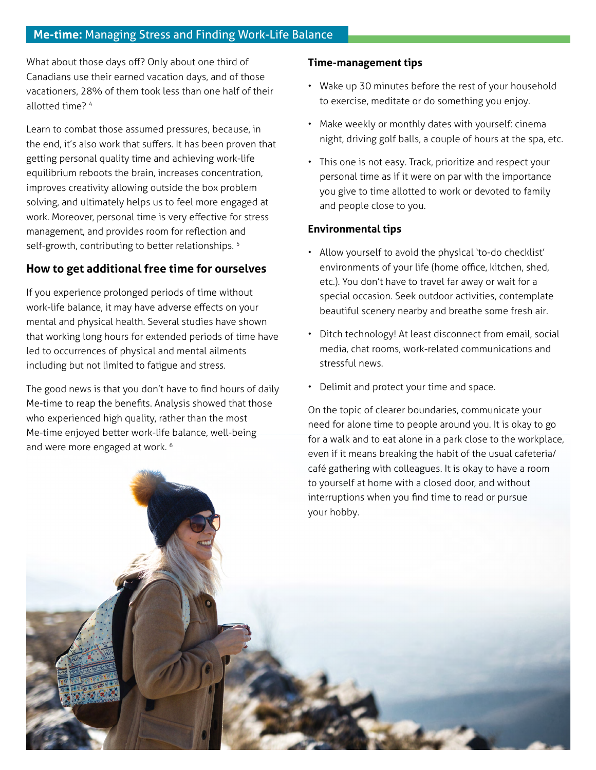What about those days off? Only about one third of Canadians use their earned vacation days, and of those vacationers, 28% of them took less than one half of their allotted time? [4]

Learn to combat those assumed pressures, because, in the end, it's also work that suffers. It has been proven that getting personal quality time and achieving work-life equilibrium reboots the brain, increases concentration, improves creativity allowing outside the box problem solving, and ultimately helps us to feel more engaged at work. Moreover, personal time is very effective for stress management, and provides room for reflection and self-growth, contributing to better relationships. [5]

## How to get additional free time for ourselves

If you experience prolonged periods of time without work-life balance, it may have adverse effects on your mental and physical health. Several studies have shown that working long hours for extended periods of time have led to occurrences of physical and mental ailments including but not limited to fatigue and stress.

The good news is that you don't have to find hours of daily Me-time to reap the benefits. Analysis showed that those who experienced high quality, rather than the most Me-time enjoyed better work-life balance, well-being and were more engaged at work. [6]

### Time-management tips

- Wake up 30 minutes before the rest of your household to exercise, meditate or do something you enjoy.
- Make weekly or monthly dates with yourself: cinema night, driving golf balls, a couple of hours at the spa, etc.
- This one is not easy. Track, prioritize and respect your personal time as if it were on par with the importance you give to time allotted to work or devoted to family and people close to you.

### Environmental tips

- Allow yourself to avoid the physical 'to-do checklist' environments of your life (home office, kitchen, shed, etc.). You don't have to travel far away or wait for a special occasion. Seek outdoor activities, contemplate beautiful scenery nearby and breathe some fresh air.
- Ditch technology! At least disconnect from email, social media, chat rooms, work-related communications and stressful news.
- Delimit and protect your time and space.

On the topic of clearer boundaries, communicate your need for alone time to people around you. It is okay to go for a walk and to eat alone in a park close to the workplace, even if it means breaking the habit of the usual cafeteria/café gathering with colleagues. It is okay to have a room to yourself at home with a closed door, and without interruptions when you find time to read or pursue your hobby.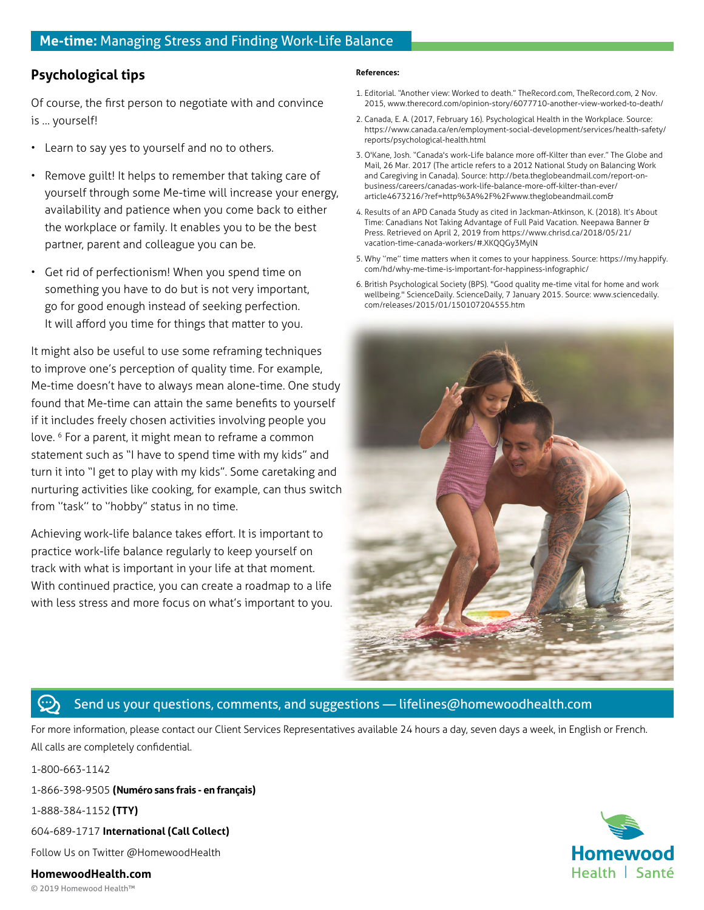## Psychological tips

Of course, the first person to negotiate with and convince is ... yourself!

- Learn to say yes to yourself and no to others.
- Remove guilt! It helps to remember that taking care of yourself through some Me-time will increase your energy, availability and patience when you come back to either the workplace or family. It enables you to be the best partner, parent and colleague you can be.
- Get rid of perfectionism! When you spend time on something you have to do but is not very important, go for good enough instead of seeking perfection. It will afford you time for things that matter to you.

It might also be useful to use some reframing techniques to improve one's perception of quality time. For example, Me-time doesn't have to always mean alone-time. One study found that Me-time can attain the same benefits to yourself if it includes freely chosen activities involving people you love. [6] For a parent, it might mean to reframe a common statement such as "I have to spend time with my kids" and turn it into "I get to play with my kids". Some caretaking and nurturing activities like cooking, for example, can thus switch from "task" to "hobby" status in no time.

Achieving work-life balance takes effort. It is important to practice work-life balance regularly to keep yourself on track with what is important in your life at that moment. With continued practice, you can create a roadmap to a life with less stress and more focus on what's important to you.

**References:**

1. Editorial. "Another view: Worked to death." TheRecord.com, TheRecord.com, 2 Nov. 2015, www.therecord.com/opinion-story/6077710-another-view-worked-to-death/
2. Canada, E. A. (2017, February 16). Psychological Health in the Workplace. Source: https://www.canada.ca/en/employment-social-development/services/health-safety/reports/psychological-health.html
3. O'Kane, Josh. "Canada's work-Life balance more off-Kilter than ever." The Globe and Mail, 26 Mar. 2017 (The article refers to a 2012 National Study on Balancing Work and Caregiving in Canada). Source: http://beta.theglobeandmail.com/report-on-business/careers/canadas-work-life-balance-more-off-kilter-than-ever/article4673216/?ref=http%3A%2F%2Fwww.theglobeandmail.com&
4. Results of an APD Canada Study as cited in Jackman-Atkinson, K. (2018). It's About Time: Canadians Not Taking Advantage of Full Paid Vacation. Neepawa Banner & Press. Retrieved on April 2, 2019 from https://www.chrisd.ca/2018/05/21/vacation-time-canada-workers/#.XKQQGy3MylN
5. Why "me" time matters when it comes to your happiness. Source: https://my.happify.com/hd/why-me-time-is-important-for-happiness-infographic/
6. British Psychological Society (BPS). "Good quality me-time vital for home and work wellbeing." ScienceDaily. ScienceDaily, 7 January 2015. Source: www.sciencedaily.com/releases/2015/01/150107204555.htm

Send us your questions, comments, and suggestions — lifelines@homewoodhealth.com

For more information, please contact our Client Services Representatives available 24 hours a day, seven days a week, in English or French. All calls are completely confidential.

1-800-663-1142

1-866-398-9505 **(Numéro sans frais - en français)**

1-888-384-1152 **(TTY)**

604-689-1717 **International (Call Collect)**

Follow Us on Twitter @HomewoodHealth

**HomewoodHealth.com**

© 2019 Homewood Health™

Homewood Health | Santé